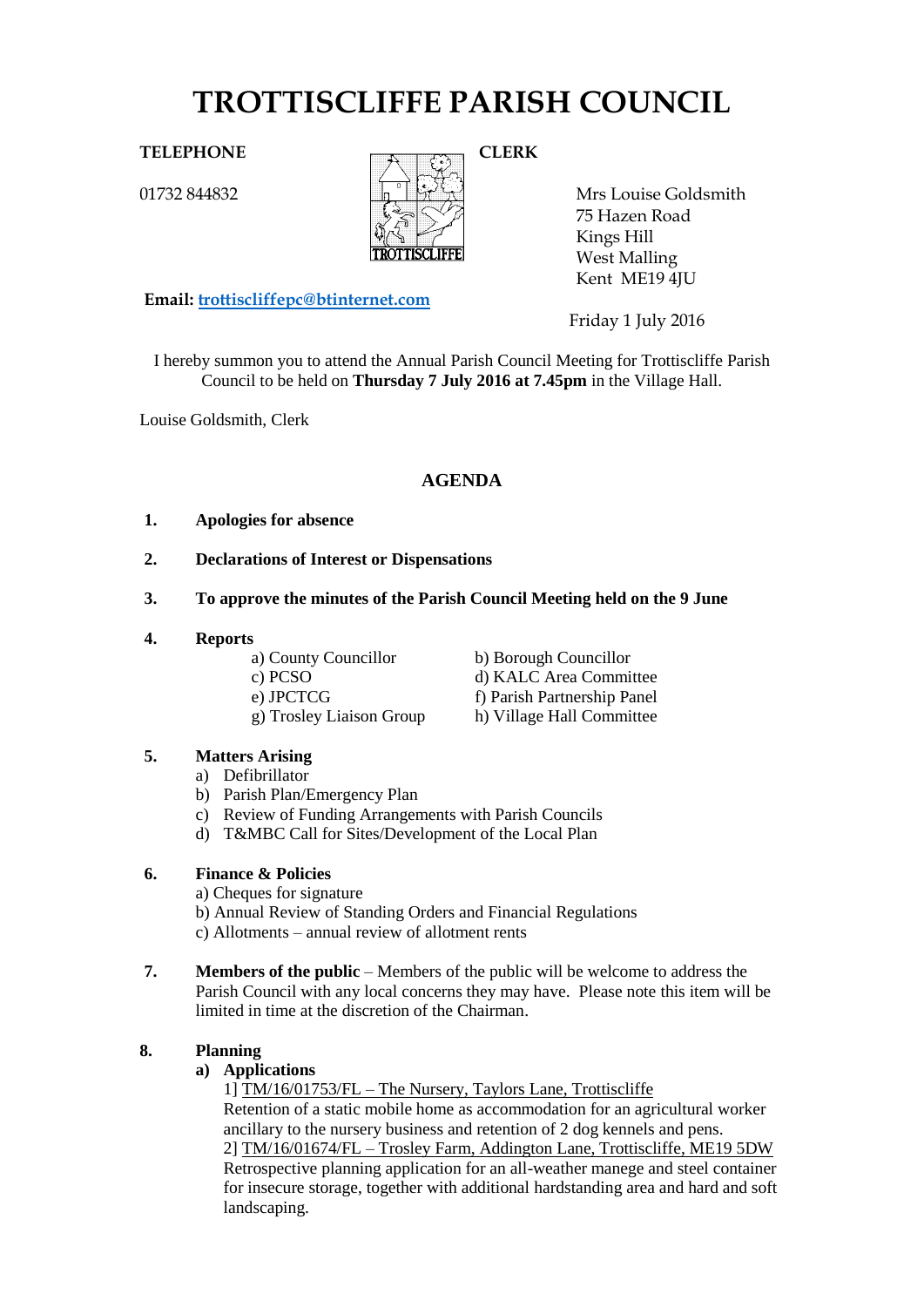# TROTTISCLIFFE PARISH COUNCIL

**TELEPHONE**

01732 844832

**CLERK**

Mrs Louise Goldsmith
75 Hazen Road
Kings Hill
West Malling
Kent ME19 4JU

**Email:** trottiscliffepc@btinternet.com

Friday 1 July 2016

I hereby summon you to attend the Annual Parish Council Meeting for Trottiscliffe Parish Council to be held on **Thursday 7 July 2016 at 7.45pm** in the Village Hall.

Louise Goldsmith, Clerk

## AGENDA

**1. Apologies for absence**

**2. Declarations of Interest or Dispensations**

**3. To approve the minutes of the Parish Council Meeting held on the 9 June**

**4. Reports**

a) County Councillor
b) Borough Councillor
c) PCSO
d) KALC Area Committee
e) JPCTCG
f) Parish Partnership Panel
g) Trosley Liaison Group
h) Village Hall Committee

**5. Matters Arising**

a) Defibrillator
b) Parish Plan/Emergency Plan
c) Review of Funding Arrangements with Parish Councils
d) T&MBC Call for Sites/Development of the Local Plan

**6. Finance & Policies**

a) Cheques for signature
b) Annual Review of Standing Orders and Financial Regulations
c) Allotments – annual review of allotment rents

**7. Members of the public** – Members of the public will be welcome to address the Parish Council with any local concerns they may have. Please note this item will be limited in time at the discretion of the Chairman.

**8. Planning**

**a) Applications**

1] TM/16/01753/FL – The Nursery, Taylors Lane, Trottiscliffe
Retention of a static mobile home as accommodation for an agricultural worker ancillary to the nursery business and retention of 2 dog kennels and pens.

2] TM/16/01674/FL – Trosley Farm, Addington Lane, Trottiscliffe, ME19 5DW
Retrospective planning application for an all-weather manege and steel container for insecure storage, together with additional hardstanding area and hard and soft landscaping.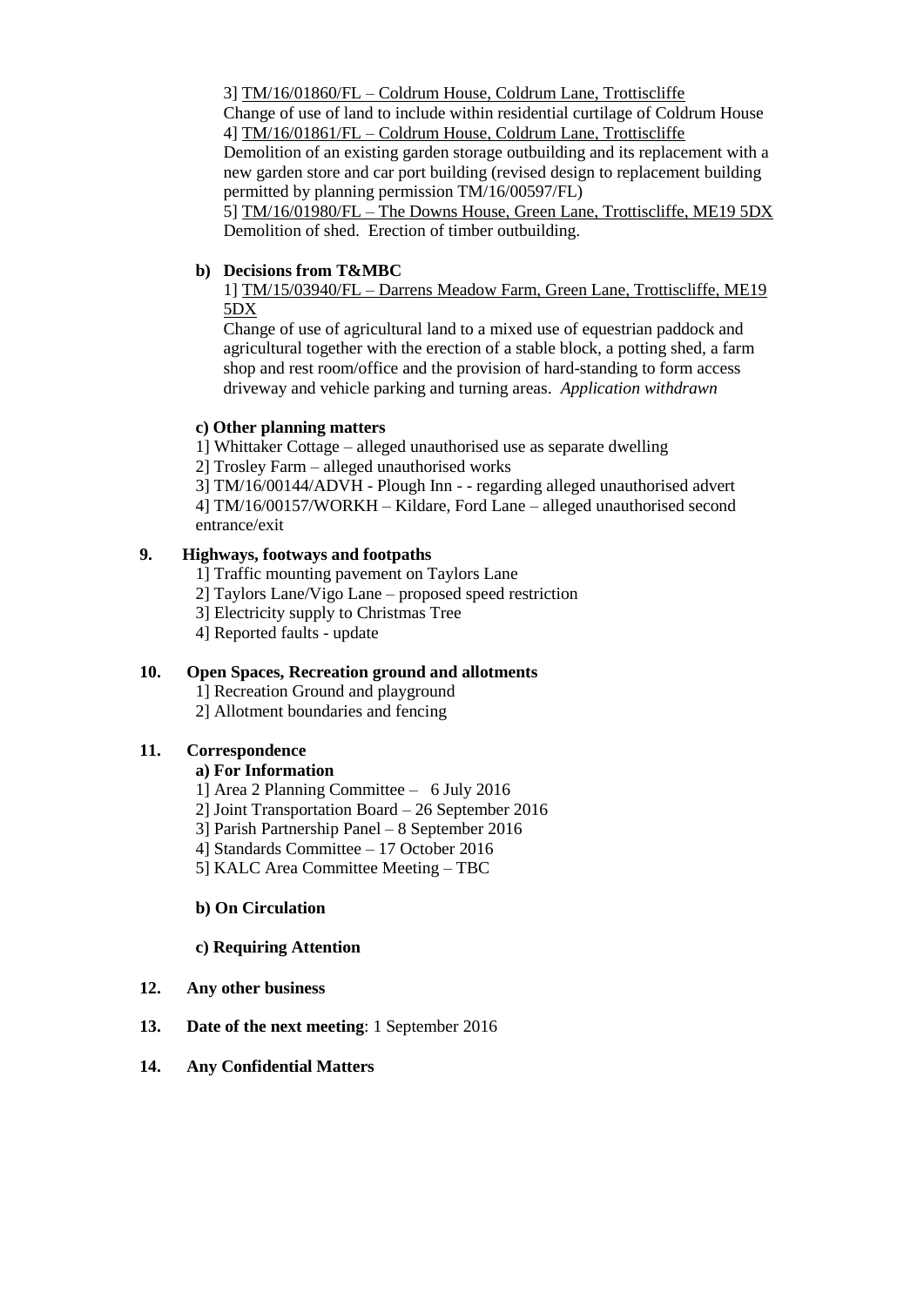3] TM/16/01860/FL – Coldrum House, Coldrum Lane, Trottiscliffe
Change of use of land to include within residential curtilage of Coldrum House
4] TM/16/01861/FL – Coldrum House, Coldrum Lane, Trottiscliffe
Demolition of an existing garden storage outbuilding and its replacement with a new garden store and car port building (revised design to replacement building permitted by planning permission TM/16/00597/FL)
5] TM/16/01980/FL – The Downs House, Green Lane, Trottiscliffe, ME19 5DX
Demolition of shed. Erection of timber outbuilding.

**b) Decisions from T&MBC**

1] TM/15/03940/FL – Darrens Meadow Farm, Green Lane, Trottiscliffe, ME19 5DX
Change of use of agricultural land to a mixed use of equestrian paddock and agricultural together with the erection of a stable block, a potting shed, a farm shop and rest room/office and the provision of hard-standing to form access driveway and vehicle parking and turning areas. *Application withdrawn*

**c) Other planning matters**

1] Whittaker Cottage – alleged unauthorised use as separate dwelling
2] Trosley Farm – alleged unauthorised works
3] TM/16/00144/ADVH - Plough Inn - - regarding alleged unauthorised advert
4] TM/16/00157/WORKH – Kildare, Ford Lane – alleged unauthorised second entrance/exit

**9. Highways, footways and footpaths**

1] Traffic mounting pavement on Taylors Lane
2] Taylors Lane/Vigo Lane – proposed speed restriction
3] Electricity supply to Christmas Tree
4] Reported faults - update

**10. Open Spaces, Recreation ground and allotments**

1] Recreation Ground and playground
2] Allotment boundaries and fencing

**11. Correspondence**

**a) For Information**

1] Area 2 Planning Committee – 6 July 2016
2] Joint Transportation Board – 26 September 2016
3] Parish Partnership Panel – 8 September 2016
4] Standards Committee – 17 October 2016
5] KALC Area Committee Meeting – TBC

**b) On Circulation**

**c) Requiring Attention**

**12. Any other business**

**13. Date of the next meeting**: 1 September 2016

**14. Any Confidential Matters**